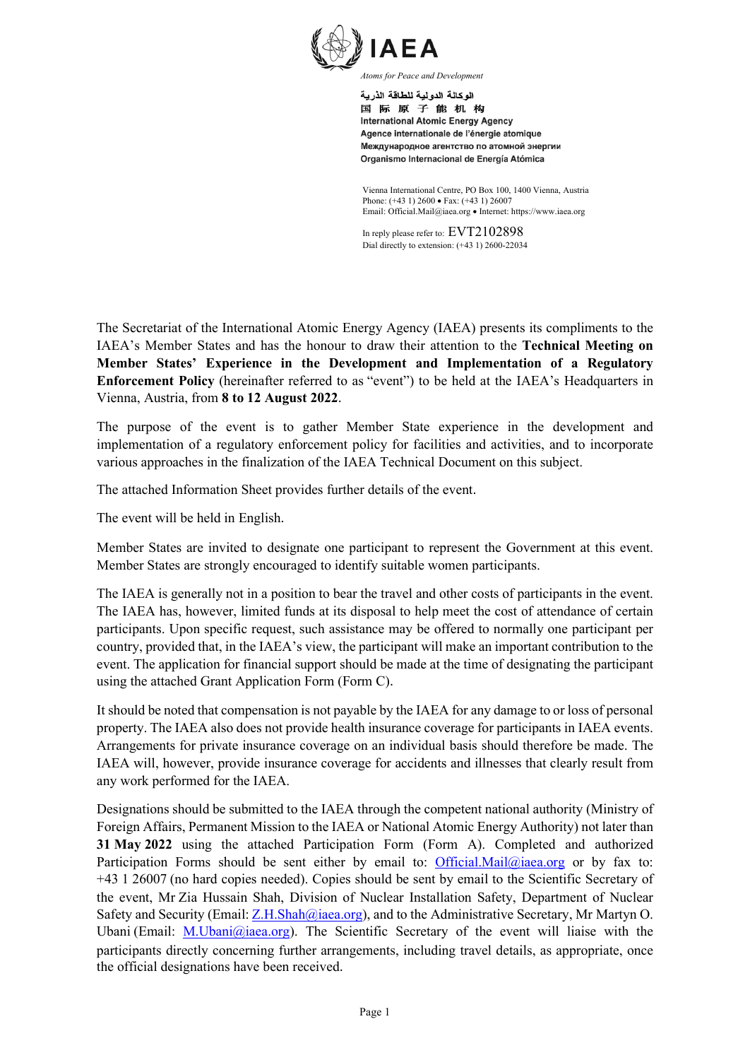**IAEA**

*Atoms for Peace and Development*

الوكالة الدولية للطاقة الذرية
国 际 原 子 能 机 构
International Atomic Energy Agency
Agence internationale de l'énergie atomique
Международное агентство по атомной энергии
Organismo Internacional de Energía Atómica

Vienna International Centre, PO Box 100, 1400 Vienna, Austria
Phone: (+43 1) 2600 • Fax: (+43 1) 26007
Email: Official.Mail@iaea.org • Internet: https://www.iaea.org

In reply please refer to: EVT2102898
Dial directly to extension: (+43 1) 2600-22034

The Secretariat of the International Atomic Energy Agency (IAEA) presents its compliments to the IAEA's Member States and has the honour to draw their attention to the **Technical Meeting on Member States' Experience in the Development and Implementation of a Regulatory Enforcement Policy** (hereinafter referred to as "event") to be held at the IAEA's Headquarters in Vienna, Austria, from **8 to 12 August 2022**.

The purpose of the event is to gather Member State experience in the development and implementation of a regulatory enforcement policy for facilities and activities, and to incorporate various approaches in the finalization of the IAEA Technical Document on this subject.

The attached Information Sheet provides further details of the event.

The event will be held in English.

Member States are invited to designate one participant to represent the Government at this event. Member States are strongly encouraged to identify suitable women participants.

The IAEA is generally not in a position to bear the travel and other costs of participants in the event. The IAEA has, however, limited funds at its disposal to help meet the cost of attendance of certain participants. Upon specific request, such assistance may be offered to normally one participant per country, provided that, in the IAEA's view, the participant will make an important contribution to the event. The application for financial support should be made at the time of designating the participant using the attached Grant Application Form (Form C).

It should be noted that compensation is not payable by the IAEA for any damage to or loss of personal property. The IAEA also does not provide health insurance coverage for participants in IAEA events. Arrangements for private insurance coverage on an individual basis should therefore be made. The IAEA will, however, provide insurance coverage for accidents and illnesses that clearly result from any work performed for the IAEA.

Designations should be submitted to the IAEA through the competent national authority (Ministry of Foreign Affairs, Permanent Mission to the IAEA or National Atomic Energy Authority) not later than **31 May 2022** using the attached Participation Form (Form A). Completed and authorized Participation Forms should be sent either by email to: Official.Mail@iaea.org or by fax to: +43 1 26007 (no hard copies needed). Copies should be sent by email to the Scientific Secretary of the event, Mr Zia Hussain Shah, Division of Nuclear Installation Safety, Department of Nuclear Safety and Security (Email: Z.H.Shah@iaea.org), and to the Administrative Secretary, Mr Martyn O. Ubani (Email: M.Ubani@iaea.org). The Scientific Secretary of the event will liaise with the participants directly concerning further arrangements, including travel details, as appropriate, once the official designations have been received.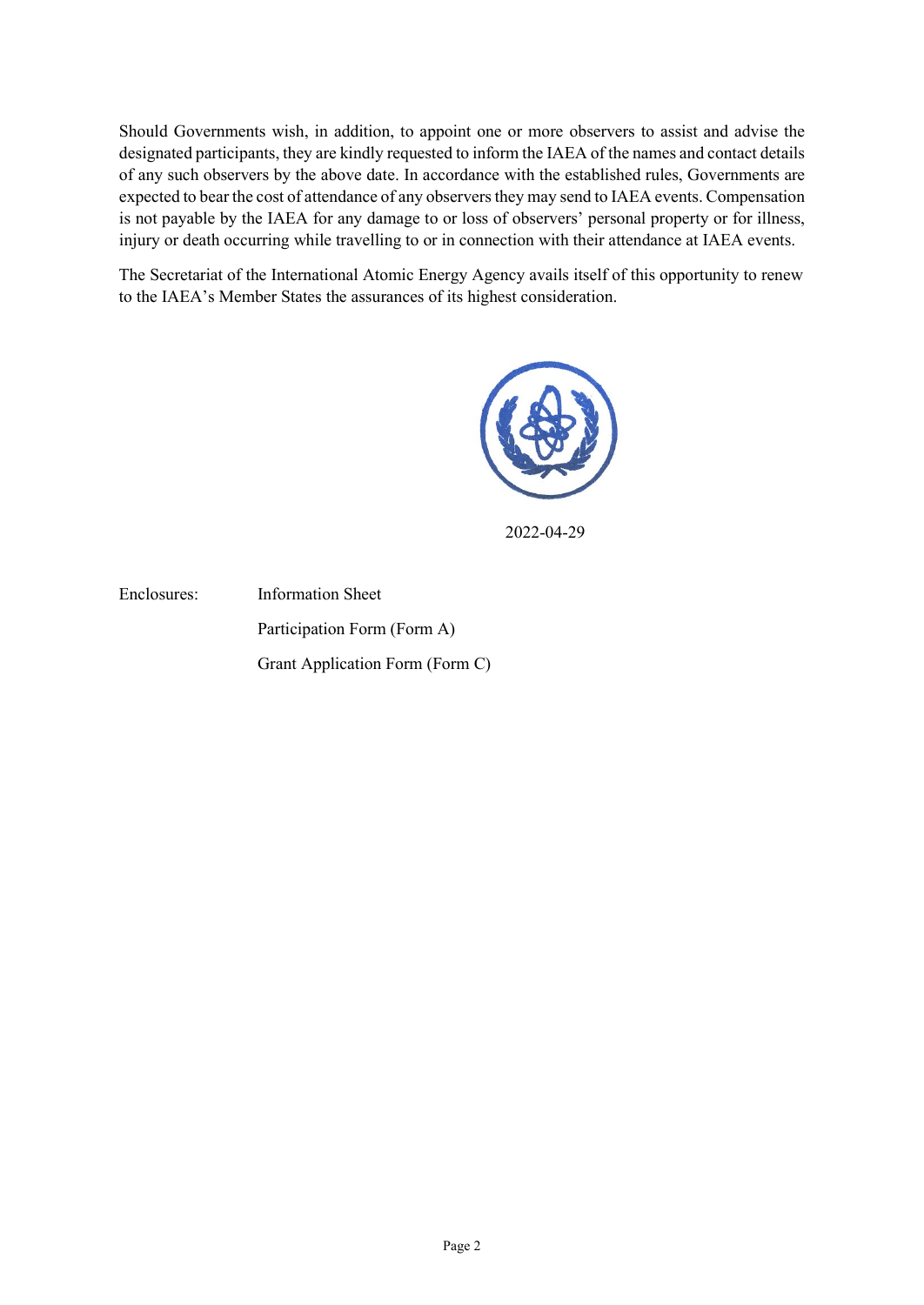Should Governments wish, in addition, to appoint one or more observers to assist and advise the designated participants, they are kindly requested to inform the IAEA of the names and contact details of any such observers by the above date. In accordance with the established rules, Governments are expected to bear the cost of attendance of any observers they may send to IAEA events. Compensation is not payable by the IAEA for any damage to or loss of observers' personal property or for illness, injury or death occurring while travelling to or in connection with their attendance at IAEA events.

The Secretariat of the International Atomic Energy Agency avails itself of this opportunity to renew to the IAEA's Member States the assurances of its highest consideration.

2022-04-29

Enclosures: Information Sheet

Participation Form (Form A)

Grant Application Form (Form C)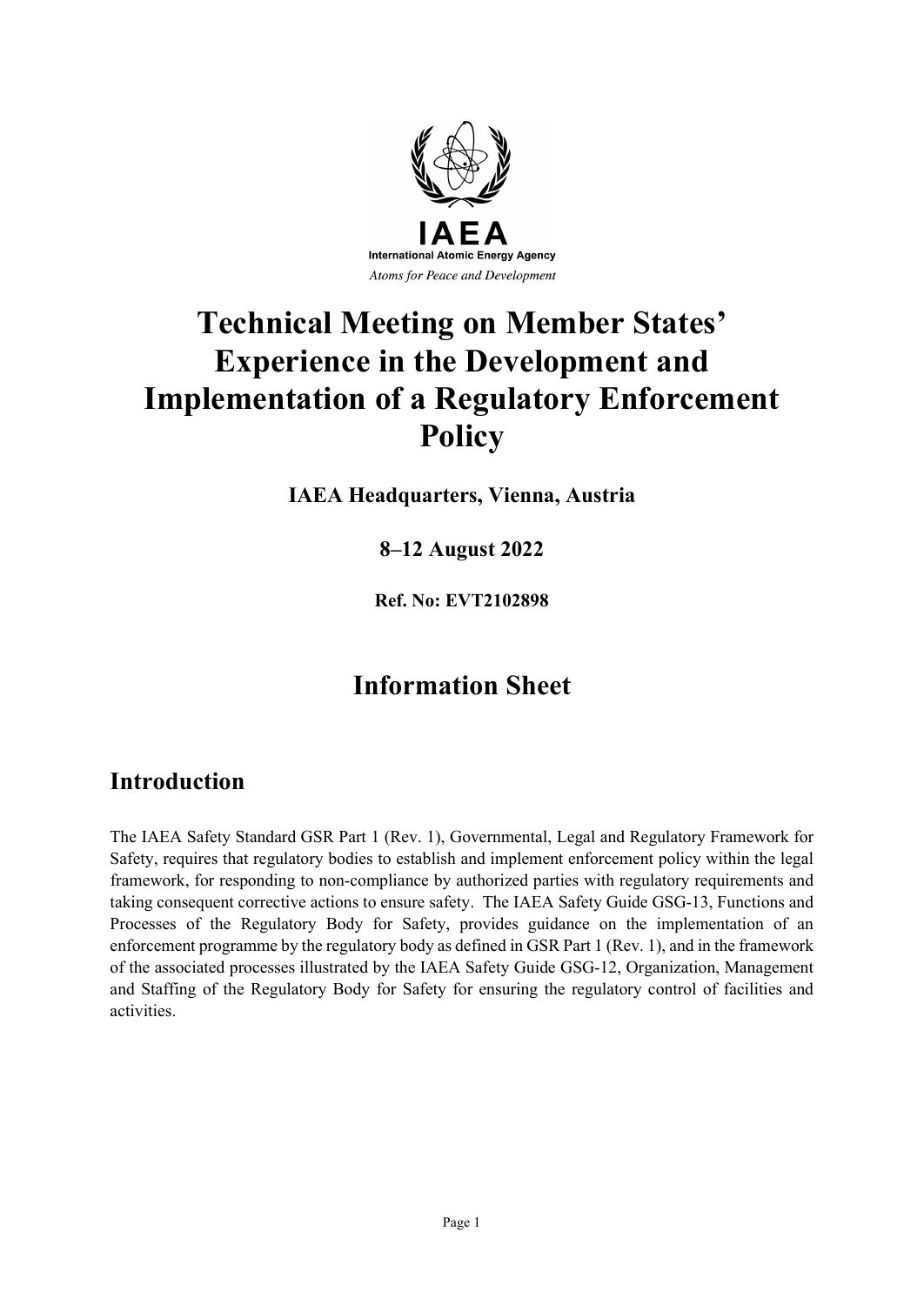# Technical Meeting on Member States' Experience in the Development and Implementation of a Regulatory Enforcement Policy

**IAEA Headquarters, Vienna, Austria**

**8–12 August 2022**

**Ref. No: EVT2102898**

## Information Sheet

## Introduction

The IAEA Safety Standard GSR Part 1 (Rev. 1), Governmental, Legal and Regulatory Framework for Safety, requires that regulatory bodies to establish and implement enforcement policy within the legal framework, for responding to non-compliance by authorized parties with regulatory requirements and taking consequent corrective actions to ensure safety. The IAEA Safety Guide GSG-13, Functions and Processes of the Regulatory Body for Safety, provides guidance on the implementation of an enforcement programme by the regulatory body as defined in GSR Part 1 (Rev. 1), and in the framework of the associated processes illustrated by the IAEA Safety Guide GSG-12, Organization, Management and Staffing of the Regulatory Body for Safety for ensuring the regulatory control of facilities and activities.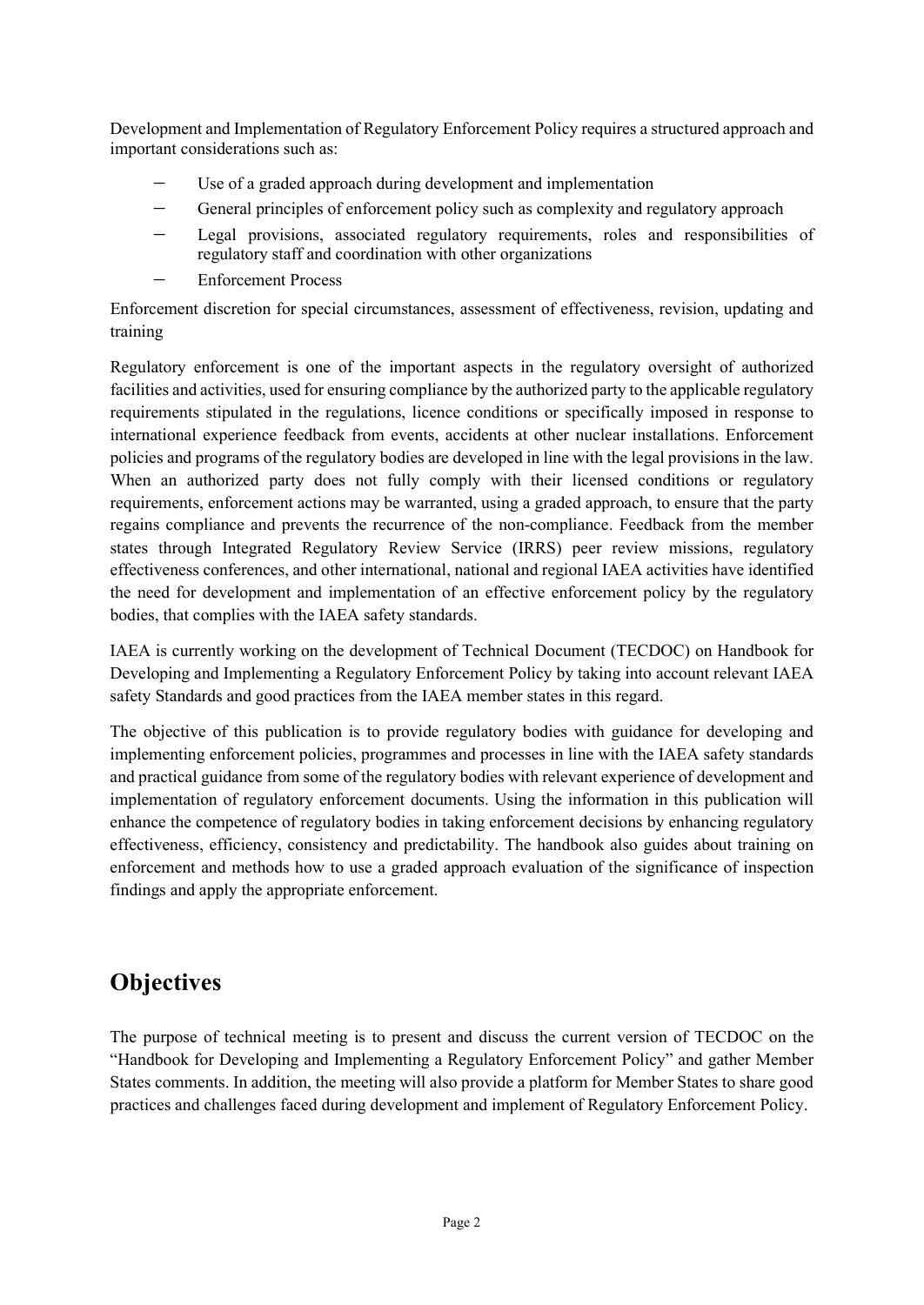Development and Implementation of Regulatory Enforcement Policy requires a structured approach and important considerations such as:

- Use of a graded approach during development and implementation
- General principles of enforcement policy such as complexity and regulatory approach
- Legal provisions, associated regulatory requirements, roles and responsibilities of regulatory staff and coordination with other organizations
- Enforcement Process

Enforcement discretion for special circumstances, assessment of effectiveness, revision, updating and training

Regulatory enforcement is one of the important aspects in the regulatory oversight of authorized facilities and activities, used for ensuring compliance by the authorized party to the applicable regulatory requirements stipulated in the regulations, licence conditions or specifically imposed in response to international experience feedback from events, accidents at other nuclear installations. Enforcement policies and programs of the regulatory bodies are developed in line with the legal provisions in the law. When an authorized party does not fully comply with their licensed conditions or regulatory requirements, enforcement actions may be warranted, using a graded approach, to ensure that the party regains compliance and prevents the recurrence of the non-compliance. Feedback from the member states through Integrated Regulatory Review Service (IRRS) peer review missions, regulatory effectiveness conferences, and other international, national and regional IAEA activities have identified the need for development and implementation of an effective enforcement policy by the regulatory bodies, that complies with the IAEA safety standards.

IAEA is currently working on the development of Technical Document (TECDOC) on Handbook for Developing and Implementing a Regulatory Enforcement Policy by taking into account relevant IAEA safety Standards and good practices from the IAEA member states in this regard.

The objective of this publication is to provide regulatory bodies with guidance for developing and implementing enforcement policies, programmes and processes in line with the IAEA safety standards and practical guidance from some of the regulatory bodies with relevant experience of development and implementation of regulatory enforcement documents. Using the information in this publication will enhance the competence of regulatory bodies in taking enforcement decisions by enhancing regulatory effectiveness, efficiency, consistency and predictability. The handbook also guides about training on enforcement and methods how to use a graded approach evaluation of the significance of inspection findings and apply the appropriate enforcement.

## Objectives

The purpose of technical meeting is to present and discuss the current version of TECDOC on the "Handbook for Developing and Implementing a Regulatory Enforcement Policy" and gather Member States comments. In addition, the meeting will also provide a platform for Member States to share good practices and challenges faced during development and implement of Regulatory Enforcement Policy.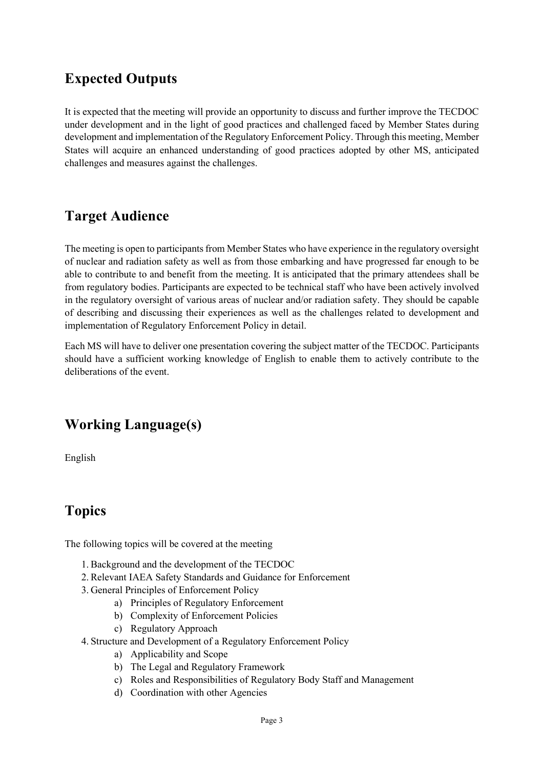## Expected Outputs

It is expected that the meeting will provide an opportunity to discuss and further improve the TECDOC under development and in the light of good practices and challenged faced by Member States during development and implementation of the Regulatory Enforcement Policy. Through this meeting, Member States will acquire an enhanced understanding of good practices adopted by other MS, anticipated challenges and measures against the challenges.

## Target Audience

The meeting is open to participants from Member States who have experience in the regulatory oversight of nuclear and radiation safety as well as from those embarking and have progressed far enough to be able to contribute to and benefit from the meeting. It is anticipated that the primary attendees shall be from regulatory bodies. Participants are expected to be technical staff who have been actively involved in the regulatory oversight of various areas of nuclear and/or radiation safety. They should be capable of describing and discussing their experiences as well as the challenges related to development and implementation of Regulatory Enforcement Policy in detail.

Each MS will have to deliver one presentation covering the subject matter of the TECDOC. Participants should have a sufficient working knowledge of English to enable them to actively contribute to the deliberations of the event.

## Working Language(s)

English

## Topics

The following topics will be covered at the meeting

1. Background and the development of the TECDOC
2. Relevant IAEA Safety Standards and Guidance for Enforcement
3. General Principles of Enforcement Policy
    a) Principles of Regulatory Enforcement
    b) Complexity of Enforcement Policies
    c) Regulatory Approach
4. Structure and Development of a Regulatory Enforcement Policy
    a) Applicability and Scope
    b) The Legal and Regulatory Framework
    c) Roles and Responsibilities of Regulatory Body Staff and Management
    d) Coordination with other Agencies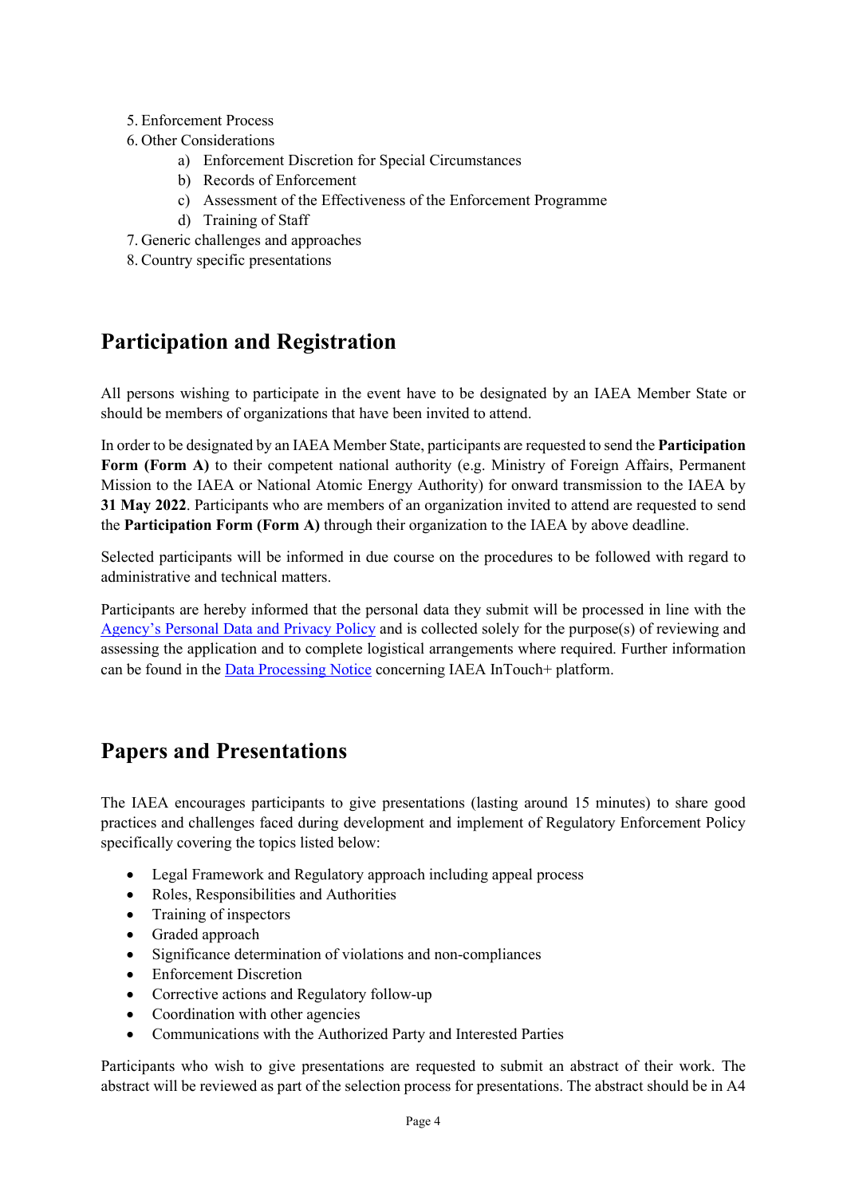5. Enforcement Process
6. Other Considerations
    a) Enforcement Discretion for Special Circumstances
    b) Records of Enforcement
    c) Assessment of the Effectiveness of the Enforcement Programme
    d) Training of Staff
7. Generic challenges and approaches
8. Country specific presentations

## Participation and Registration

All persons wishing to participate in the event have to be designated by an IAEA Member State or should be members of organizations that have been invited to attend.

In order to be designated by an IAEA Member State, participants are requested to send the **Participation Form (Form A)** to their competent national authority (e.g. Ministry of Foreign Affairs, Permanent Mission to the IAEA or National Atomic Energy Authority) for onward transmission to the IAEA by **31 May 2022**. Participants who are members of an organization invited to attend are requested to send the **Participation Form (Form A)** through their organization to the IAEA by above deadline.

Selected participants will be informed in due course on the procedures to be followed with regard to administrative and technical matters.

Participants are hereby informed that the personal data they submit will be processed in line with the Agency's Personal Data and Privacy Policy and is collected solely for the purpose(s) of reviewing and assessing the application and to complete logistical arrangements where required. Further information can be found in the Data Processing Notice concerning IAEA InTouch+ platform.

## Papers and Presentations

The IAEA encourages participants to give presentations (lasting around 15 minutes) to share good practices and challenges faced during development and implement of Regulatory Enforcement Policy specifically covering the topics listed below:

- Legal Framework and Regulatory approach including appeal process
- Roles, Responsibilities and Authorities
- Training of inspectors
- Graded approach
- Significance determination of violations and non-compliances
- Enforcement Discretion
- Corrective actions and Regulatory follow-up
- Coordination with other agencies
- Communications with the Authorized Party and Interested Parties

Participants who wish to give presentations are requested to submit an abstract of their work. The abstract will be reviewed as part of the selection process for presentations. The abstract should be in A4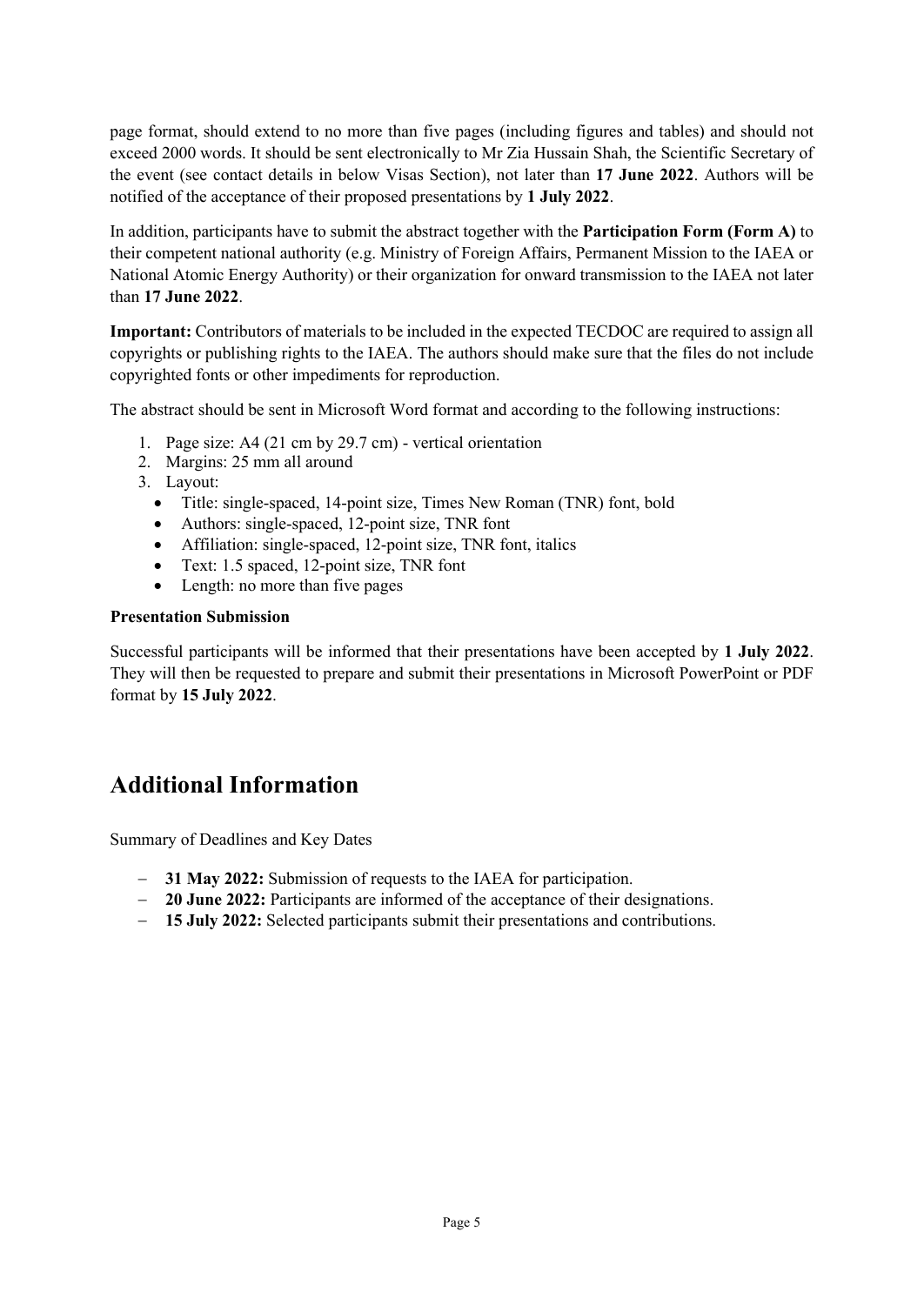page format, should extend to no more than five pages (including figures and tables) and should not exceed 2000 words. It should be sent electronically to Mr Zia Hussain Shah, the Scientific Secretary of the event (see contact details in below Visas Section), not later than **17 June 2022**. Authors will be notified of the acceptance of their proposed presentations by **1 July 2022**.

In addition, participants have to submit the abstract together with the **Participation Form (Form A)** to their competent national authority (e.g. Ministry of Foreign Affairs, Permanent Mission to the IAEA or National Atomic Energy Authority) or their organization for onward transmission to the IAEA not later than **17 June 2022**.

**Important:** Contributors of materials to be included in the expected TECDOC are required to assign all copyrights or publishing rights to the IAEA. The authors should make sure that the files do not include copyrighted fonts or other impediments for reproduction.

The abstract should be sent in Microsoft Word format and according to the following instructions:

1. Page size: A4 (21 cm by 29.7 cm) - vertical orientation
2. Margins: 25 mm all around
3. Layout:
   - Title: single-spaced, 14-point size, Times New Roman (TNR) font, bold
   - Authors: single-spaced, 12-point size, TNR font
   - Affiliation: single-spaced, 12-point size, TNR font, italics
   - Text: 1.5 spaced, 12-point size, TNR font
   - Length: no more than five pages

**Presentation Submission**

Successful participants will be informed that their presentations have been accepted by **1 July 2022**. They will then be requested to prepare and submit their presentations in Microsoft PowerPoint or PDF format by **15 July 2022**.

# Additional Information

Summary of Deadlines and Key Dates

- **31 May 2022:** Submission of requests to the IAEA for participation.
- **20 June 2022:** Participants are informed of the acceptance of their designations.
- **15 July 2022:** Selected participants submit their presentations and contributions.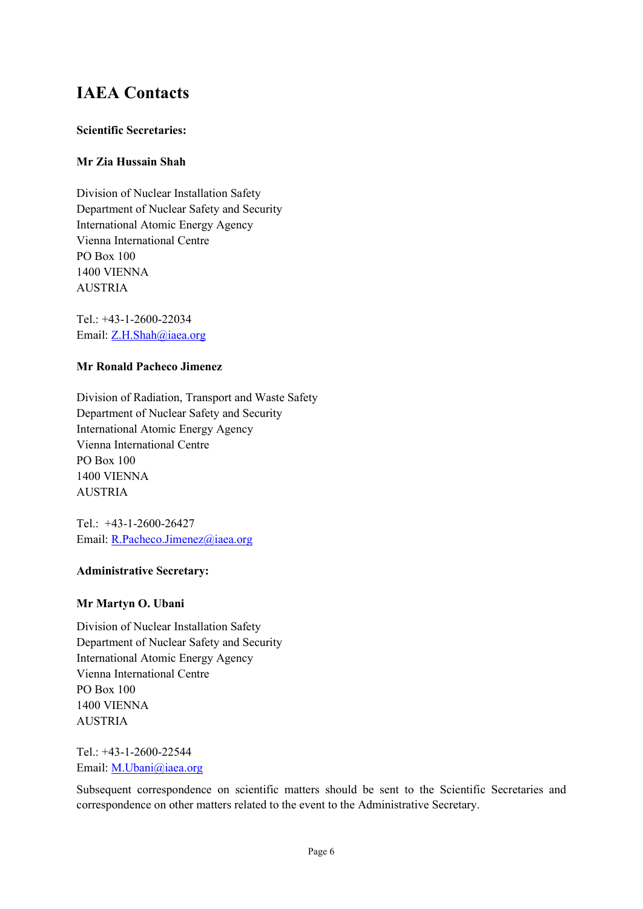# IAEA Contacts

**Scientific Secretaries:**

**Mr Zia Hussain Shah**

Division of Nuclear Installation Safety
Department of Nuclear Safety and Security
International Atomic Energy Agency
Vienna International Centre
PO Box 100
1400 VIENNA
AUSTRIA

Tel.: +43-1-2600-22034
Email: Z.H.Shah@iaea.org

**Mr Ronald Pacheco Jimenez**

Division of Radiation, Transport and Waste Safety
Department of Nuclear Safety and Security
International Atomic Energy Agency
Vienna International Centre
PO Box 100
1400 VIENNA
AUSTRIA

Tel.: +43-1-2600-26427
Email: R.Pacheco.Jimenez@iaea.org

**Administrative Secretary:**

**Mr Martyn O. Ubani**

Division of Nuclear Installation Safety
Department of Nuclear Safety and Security
International Atomic Energy Agency
Vienna International Centre
PO Box 100
1400 VIENNA
AUSTRIA

Tel.: +43-1-2600-22544
Email: M.Ubani@iaea.org

Subsequent correspondence on scientific matters should be sent to the Scientific Secretaries and correspondence on other matters related to the event to the Administrative Secretary.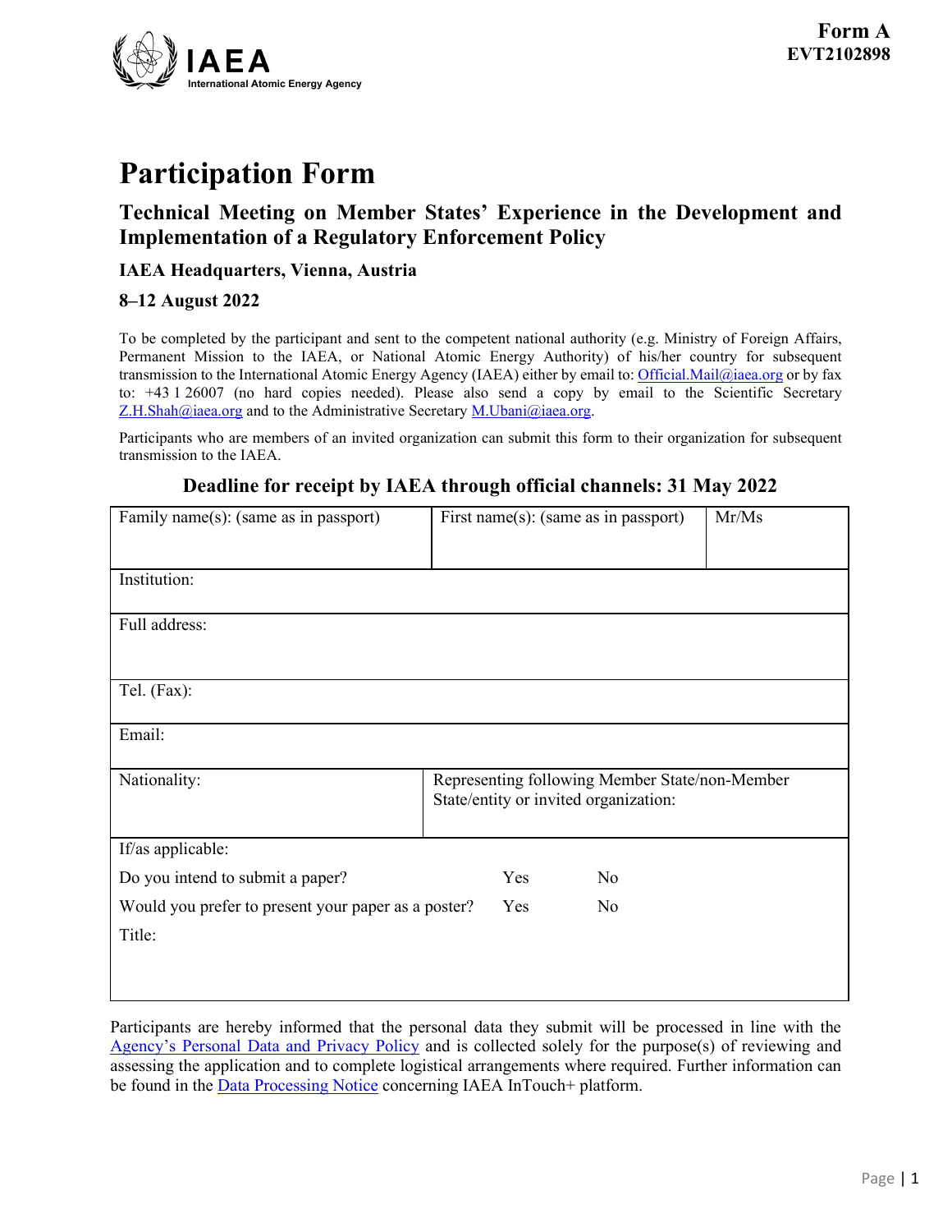Form A
EVT2102898

# Participation Form

## Technical Meeting on Member States' Experience in the Development and Implementation of a Regulatory Enforcement Policy

### IAEA Headquarters, Vienna, Austria

### 8–12 August 2022

To be completed by the participant and sent to the competent national authority (e.g. Ministry of Foreign Affairs, Permanent Mission to the IAEA, or National Atomic Energy Authority) of his/her country for subsequent transmission to the International Atomic Energy Agency (IAEA) either by email to: Official.Mail@iaea.org or by fax to: +43 1 26007 (no hard copies needed). Please also send a copy by email to the Scientific Secretary Z.H.Shah@iaea.org and to the Administrative Secretary M.Ubani@iaea.org.

Participants who are members of an invited organization can submit this form to their organization for subsequent transmission to the IAEA.

**Deadline for receipt by IAEA through official channels: 31 May 2022**

| Family name(s): (same as in passport) | First name(s): (same as in passport) | Mr/Ms |
|---|---|---|
| Institution: | | |
| Full address: | | |
| Tel. (Fax): | | |
| Email: | | |
| Nationality: | Representing following Member State/non-Member State/entity or invited organization: | |

If/as applicable:

Do you intend to submit a paper? Yes No

Would you prefer to present your paper as a poster? Yes No

Title:

Participants are hereby informed that the personal data they submit will be processed in line with the Agency's Personal Data and Privacy Policy and is collected solely for the purpose(s) of reviewing and assessing the application and to complete logistical arrangements where required. Further information can be found in the Data Processing Notice concerning IAEA InTouch+ platform.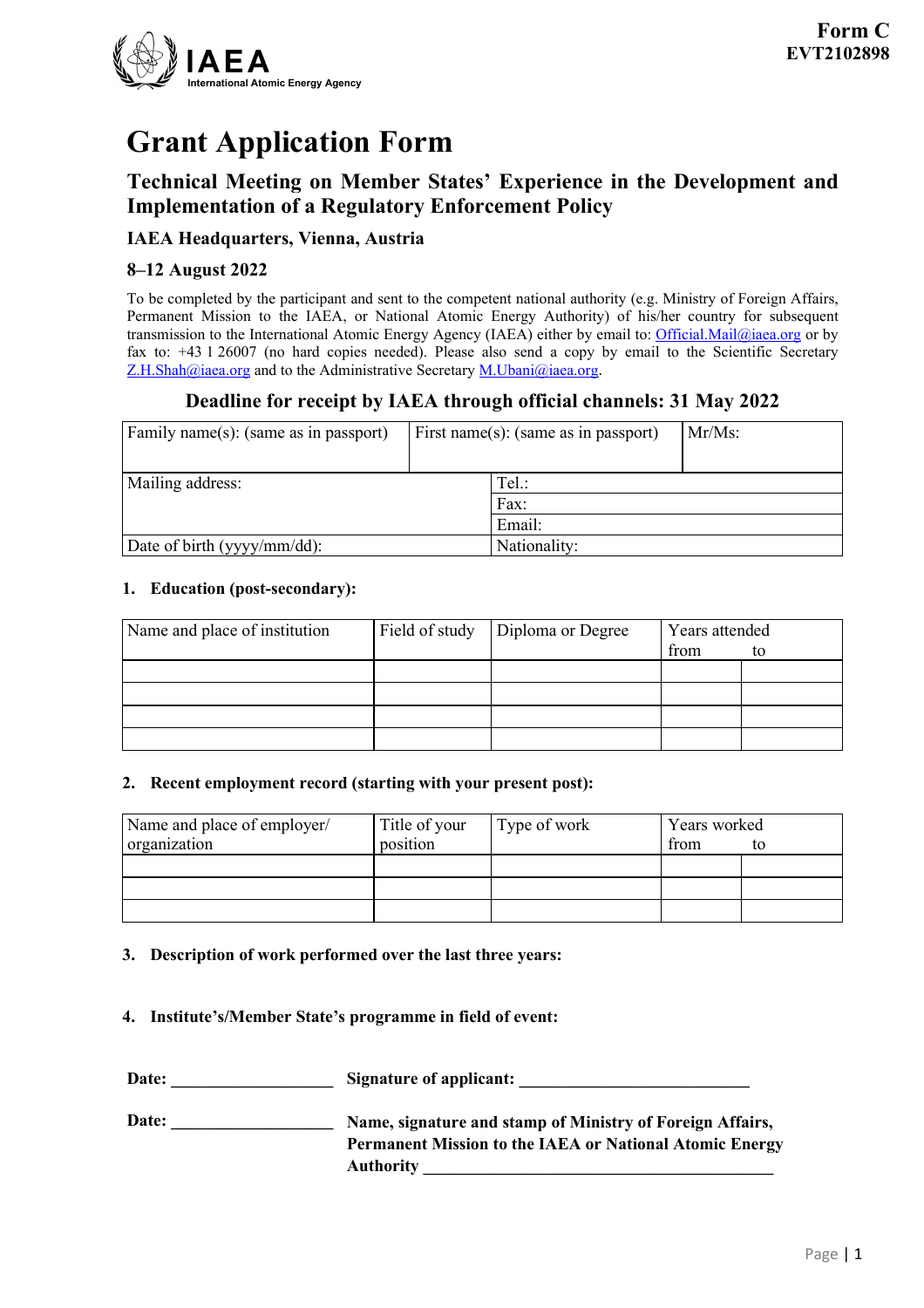IAEA International Atomic Energy Agency

**Form C**
**EVT2102898**

# Grant Application Form

## Technical Meeting on Member States' Experience in the Development and Implementation of a Regulatory Enforcement Policy

### IAEA Headquarters, Vienna, Austria

### 8–12 August 2022

To be completed by the participant and sent to the competent national authority (e.g. Ministry of Foreign Affairs, Permanent Mission to the IAEA, or National Atomic Energy Authority) of his/her country for subsequent transmission to the International Atomic Energy Agency (IAEA) either by email to: Official.Mail@iaea.org or by fax to: +43 1 26007 (no hard copies needed). Please also send a copy by email to the Scientific Secretary Z.H.Shah@iaea.org and to the Administrative Secretary M.Ubani@iaea.org.

**Deadline for receipt by IAEA through official channels: 31 May 2022**

| | | |
|---|---|---|
| Family name(s): (same as in passport) | First name(s): (same as in passport) | Mr/Ms: |
| Mailing address: | Tel.: | |
| | Fax: | |
| | Email: | |
| Date of birth (yyyy/mm/dd): | Nationality: | |

**1. Education (post-secondary):**

| Name and place of institution | Field of study | Diploma or Degree | Years attended from | to |
|---|---|---|---|---|
| | | | | |
| | | | | |
| | | | | |
| | | | | |

**2. Recent employment record (starting with your present post):**

| Name and place of employer/ organization | Title of your position | Type of work | Years worked from | to |
|---|---|---|---|---|
| | | | | |
| | | | | |
| | | | | |

**3. Description of work performed over the last three years:**

**4. Institute's/Member State's programme in field of event:**

**Date:** ___________________ **Signature of applicant:** ___________________________

**Date:** ___________________ **Name, signature and stamp of Ministry of Foreign Affairs, Permanent Mission to the IAEA or National Atomic Energy Authority** ___________________________________________